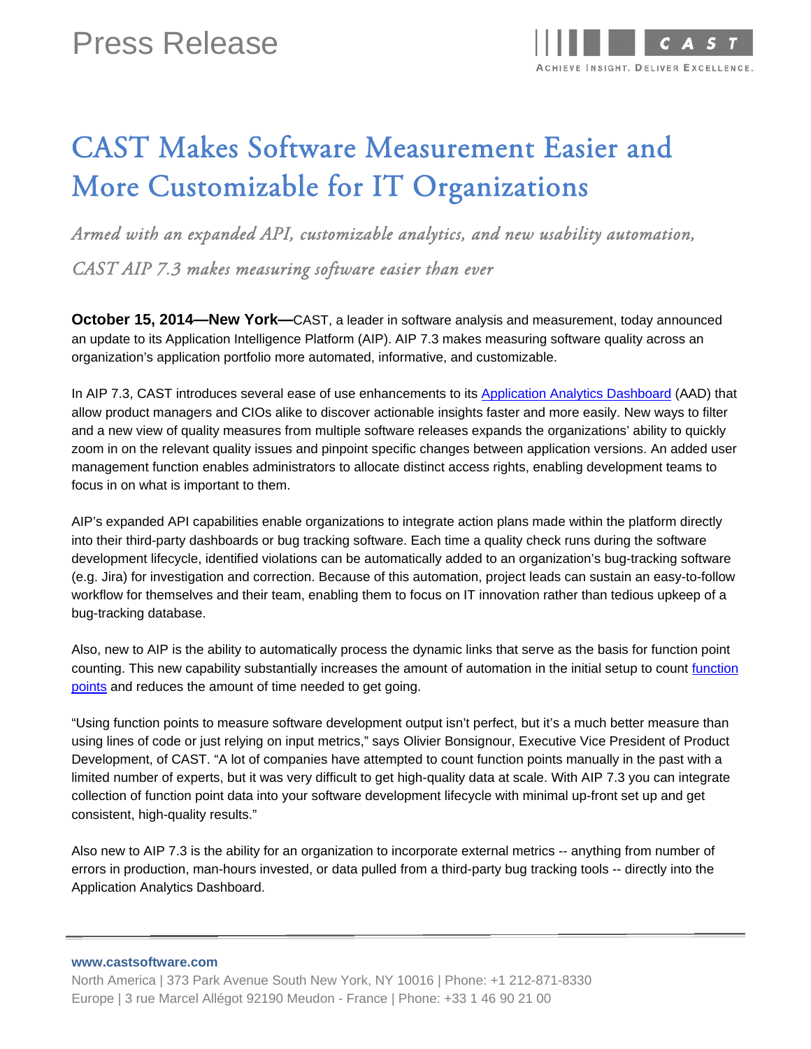Press Release

# CAST Makes Software Measurement Easier and More Customizable for IT Organizations

*Armed with an expanded API, customizable analytics, and new usability automation, CAST AIP 7.3 makes measuring software easier than ever*

**October 15, 2014—New York—**CAST, a leader in software analysis and measurement, today announced an update to its Application Intelligence Platform (AIP). AIP 7.3 makes measuring software quality across an organization's application portfolio more automated, informative, and customizable.

In AIP 7.3, CAST introduces several ease of use enhancements to its [Application Analytics Dashboard](#) (AAD) that allow product managers and CIOs alike to discover actionable insights faster and more easily. New ways to filter and a new view of quality measures from multiple software releases expands the organizations' ability to quickly zoom in on the relevant quality issues and pinpoint specific changes between application versions. An added user management function enables administrators to allocate distinct access rights, enabling development teams to focus in on what is important to them.

AIP's expanded API capabilities enable organizations to integrate action plans made within the platform directly into their third-party dashboards or bug tracking software. Each time a quality check runs during the software development lifecycle, identified violations can be automatically added to an organization's bug-tracking software (e.g. Jira) for investigation and correction. Because of this automation, project leads can sustain an easy-to-follow workflow for themselves and their team, enabling them to focus on IT innovation rather than tedious upkeep of a bug-tracking database.

Also, new to AIP is the ability to automatically process the dynamic links that serve as the basis for function point counting. This new capability substantially increases the amount of automation in the initial setup to count [function points](#) and reduces the amount of time needed to get going.

"Using function points to measure software development output isn't perfect, but it's a much better measure than using lines of code or just relying on input metrics," says Olivier Bonsignour, Executive Vice President of Product Development, of CAST. "A lot of companies have attempted to count function points manually in the past with a limited number of experts, but it was very difficult to get high-quality data at scale. With AIP 7.3 you can integrate collection of function point data into your software development lifecycle with minimal up-front set up and get consistent, high-quality results."

Also new to AIP 7.3 is the ability for an organization to incorporate external metrics -- anything from number of errors in production, man-hours invested, or data pulled from a third-party bug tracking tools -- directly into the Application Analytics Dashboard.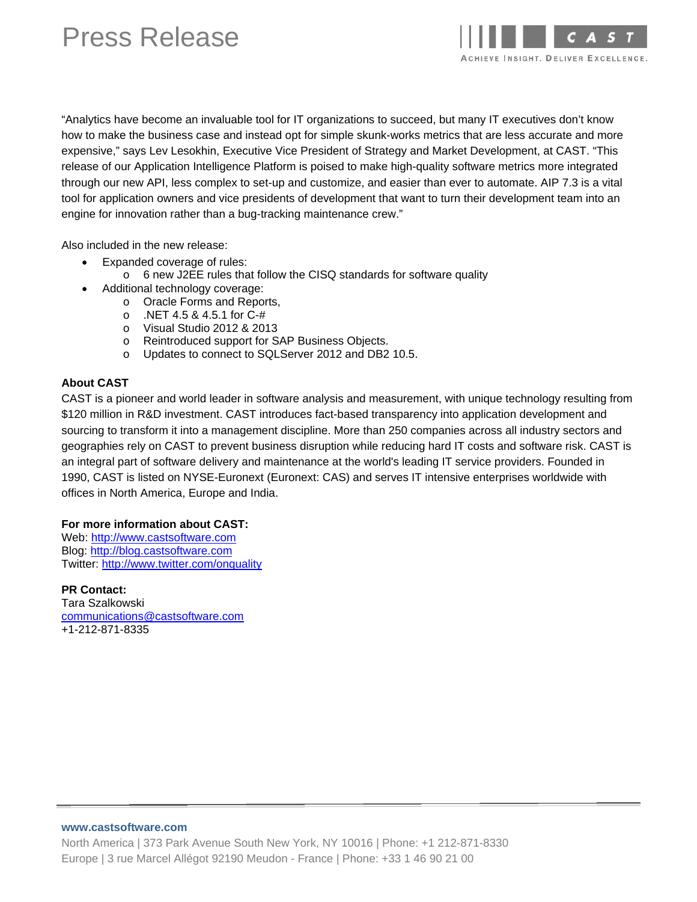"Analytics have become an invaluable tool for IT organizations to succeed, but many IT executives don't know how to make the business case and instead opt for simple skunk-works metrics that are less accurate and more expensive," says Lev Lesokhin, Executive Vice President of Strategy and Market Development, at CAST. "This release of our Application Intelligence Platform is poised to make high-quality software metrics more integrated through our new API, less complex to set-up and customize, and easier than ever to automate. AIP 7.3 is a vital tool for application owners and vice presidents of development that want to turn their development team into an engine for innovation rather than a bug-tracking maintenance crew."

Also included in the new release:

- Expanded coverage of rules:
  - 6 new J2EE rules that follow the CISQ standards for software quality
- Additional technology coverage:
  - Oracle Forms and Reports,
  - .NET 4.5 & 4.5.1 for C-#
  - Visual Studio 2012 & 2013
  - Reintroduced support for SAP Business Objects.
  - Updates to connect to SQLServer 2012 and DB2 10.5.

**About CAST**

CAST is a pioneer and world leader in software analysis and measurement, with unique technology resulting from $120 million in R&D investment. CAST introduces fact-based transparency into application development and sourcing to transform it into a management discipline. More than 250 companies across all industry sectors and geographies rely on CAST to prevent business disruption while reducing hard IT costs and software risk. CAST is an integral part of software delivery and maintenance at the world's leading IT service providers. Founded in 1990, CAST is listed on NYSE-Euronext (Euronext: CAS) and serves IT intensive enterprises worldwide with offices in North America, Europe and India.

**For more information about CAST:**
Web: http://www.castsoftware.com
Blog: http://blog.castsoftware.com
Twitter: http://www.twitter.com/onquality

**PR Contact:**
Tara Szalkowski
communications@castsoftware.com
+1-212-871-8335

**www.castsoftware.com**
North America | 373 Park Avenue South New York, NY 10016 | Phone: +1 212-871-8330
Europe | 3 rue Marcel Allégot 92190 Meudon - France | Phone: +33 1 46 90 21 00